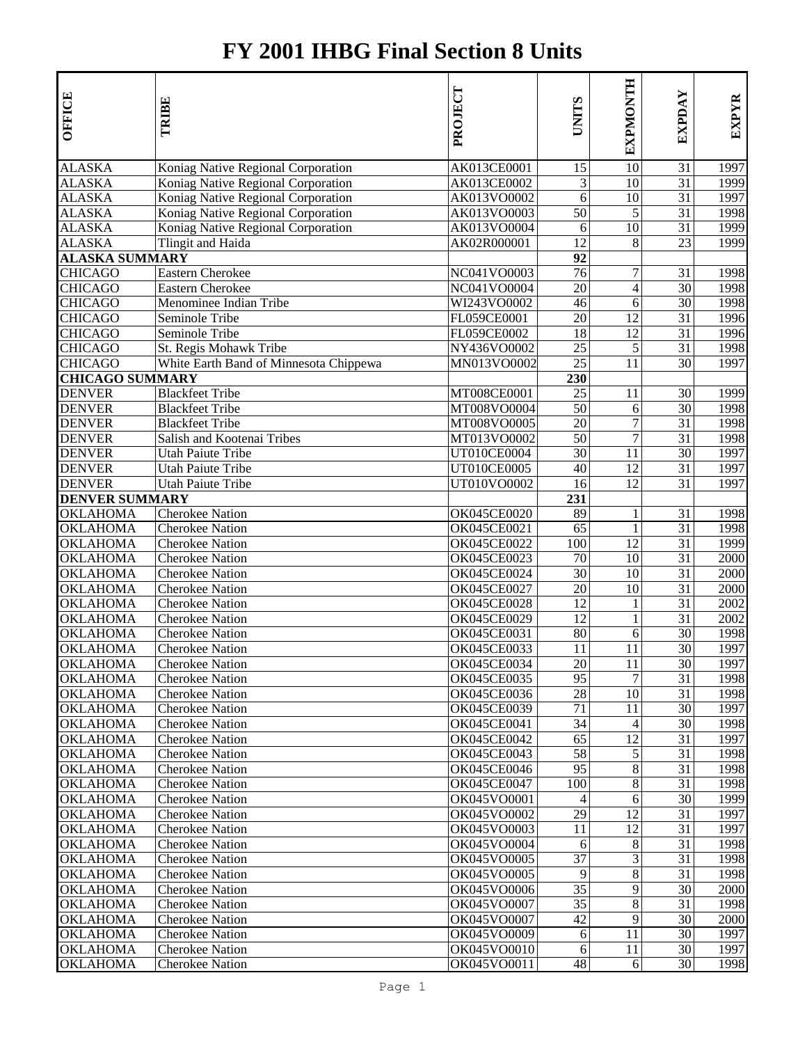# FY 2001 IHBG Final Section 8 Units

| OFFICE | TRIBE | PROJECT | UNITS | EXPMONTH | EXPDAY | EXPYR |
|---|---|---|---|---|---|---|
| ALASKA | Koniag Native Regional Corporation | AK013CE0001 | 15 | 10 | 31 | 1997 |
| ALASKA | Koniag Native Regional Corporation | AK013CE0002 | 3 | 10 | 31 | 1999 |
| ALASKA | Koniag Native Regional Corporation | AK013VO0002 | 6 | 10 | 31 | 1997 |
| ALASKA | Koniag Native Regional Corporation | AK013VO0003 | 50 | 5 | 31 | 1998 |
| ALASKA | Koniag Native Regional Corporation | AK013VO0004 | 6 | 10 | 31 | 1999 |
| ALASKA | Tlingit and Haida | AK02R000001 | 12 | 8 | 23 | 1999 |
| **ALASKA SUMMARY** | | | **92** | | | |
| CHICAGO | Eastern Cherokee | NC041VO0003 | 76 | 7 | 31 | 1998 |
| CHICAGO | Eastern Cherokee | NC041VO0004 | 20 | 4 | 30 | 1998 |
| CHICAGO | Menominee Indian Tribe | WI243VO0002 | 46 | 6 | 30 | 1998 |
| CHICAGO | Seminole Tribe | FL059CE0001 | 20 | 12 | 31 | 1996 |
| CHICAGO | Seminole Tribe | FL059CE0002 | 18 | 12 | 31 | 1996 |
| CHICAGO | St. Regis Mohawk Tribe | NY436VO0002 | 25 | 5 | 31 | 1998 |
| CHICAGO | White Earth Band of Minnesota Chippewa | MN013VO0002 | 25 | 11 | 30 | 1997 |
| **CHICAGO SUMMARY** | | | **230** | | | |
| DENVER | Blackfeet Tribe | MT008CE0001 | 25 | 11 | 30 | 1999 |
| DENVER | Blackfeet Tribe | MT008VO0004 | 50 | 6 | 30 | 1998 |
| DENVER | Blackfeet Tribe | MT008VO0005 | 20 | 7 | 31 | 1998 |
| DENVER | Salish and Kootenai Tribes | MT013VO0002 | 50 | 7 | 31 | 1998 |
| DENVER | Utah Paiute Tribe | UT010CE0004 | 30 | 11 | 30 | 1997 |
| DENVER | Utah Paiute Tribe | UT010CE0005 | 40 | 12 | 31 | 1997 |
| DENVER | Utah Paiute Tribe | UT010VO0002 | 16 | 12 | 31 | 1997 |
| **DENVER SUMMARY** | | | **231** | | | |
| OKLAHOMA | Cherokee Nation | OK045CE0020 | 89 | 1 | 31 | 1998 |
| OKLAHOMA | Cherokee Nation | OK045CE0021 | 65 | 1 | 31 | 1998 |
| OKLAHOMA | Cherokee Nation | OK045CE0022 | 100 | 12 | 31 | 1999 |
| OKLAHOMA | Cherokee Nation | OK045CE0023 | 70 | 10 | 31 | 2000 |
| OKLAHOMA | Cherokee Nation | OK045CE0024 | 30 | 10 | 31 | 2000 |
| OKLAHOMA | Cherokee Nation | OK045CE0027 | 20 | 10 | 31 | 2000 |
| OKLAHOMA | Cherokee Nation | OK045CE0028 | 12 | 1 | 31 | 2002 |
| OKLAHOMA | Cherokee Nation | OK045CE0029 | 12 | 1 | 31 | 2002 |
| OKLAHOMA | Cherokee Nation | OK045CE0031 | 80 | 6 | 30 | 1998 |
| OKLAHOMA | Cherokee Nation | OK045CE0033 | 11 | 11 | 30 | 1997 |
| OKLAHOMA | Cherokee Nation | OK045CE0034 | 20 | 11 | 30 | 1997 |
| OKLAHOMA | Cherokee Nation | OK045CE0035 | 95 | 7 | 31 | 1998 |
| OKLAHOMA | Cherokee Nation | OK045CE0036 | 28 | 10 | 31 | 1998 |
| OKLAHOMA | Cherokee Nation | OK045CE0039 | 71 | 11 | 30 | 1997 |
| OKLAHOMA | Cherokee Nation | OK045CE0041 | 34 | 4 | 30 | 1998 |
| OKLAHOMA | Cherokee Nation | OK045CE0042 | 65 | 12 | 31 | 1997 |
| OKLAHOMA | Cherokee Nation | OK045CE0043 | 58 | 5 | 31 | 1998 |
| OKLAHOMA | Cherokee Nation | OK045CE0046 | 95 | 8 | 31 | 1998 |
| OKLAHOMA | Cherokee Nation | OK045CE0047 | 100 | 8 | 31 | 1998 |
| OKLAHOMA | Cherokee Nation | OK045VO0001 | 4 | 6 | 30 | 1999 |
| OKLAHOMA | Cherokee Nation | OK045VO0002 | 29 | 12 | 31 | 1997 |
| OKLAHOMA | Cherokee Nation | OK045VO0003 | 11 | 12 | 31 | 1997 |
| OKLAHOMA | Cherokee Nation | OK045VO0004 | 6 | 8 | 31 | 1998 |
| OKLAHOMA | Cherokee Nation | OK045VO0005 | 37 | 3 | 31 | 1998 |
| OKLAHOMA | Cherokee Nation | OK045VO0005 | 9 | 8 | 31 | 1998 |
| OKLAHOMA | Cherokee Nation | OK045VO0006 | 35 | 9 | 30 | 2000 |
| OKLAHOMA | Cherokee Nation | OK045VO0007 | 35 | 8 | 31 | 1998 |
| OKLAHOMA | Cherokee Nation | OK045VO0007 | 42 | 9 | 30 | 2000 |
| OKLAHOMA | Cherokee Nation | OK045VO0009 | 6 | 11 | 30 | 1997 |
| OKLAHOMA | Cherokee Nation | OK045VO0010 | 6 | 11 | 30 | 1997 |
| OKLAHOMA | Cherokee Nation | OK045VO0011 | 48 | 6 | 30 | 1998 |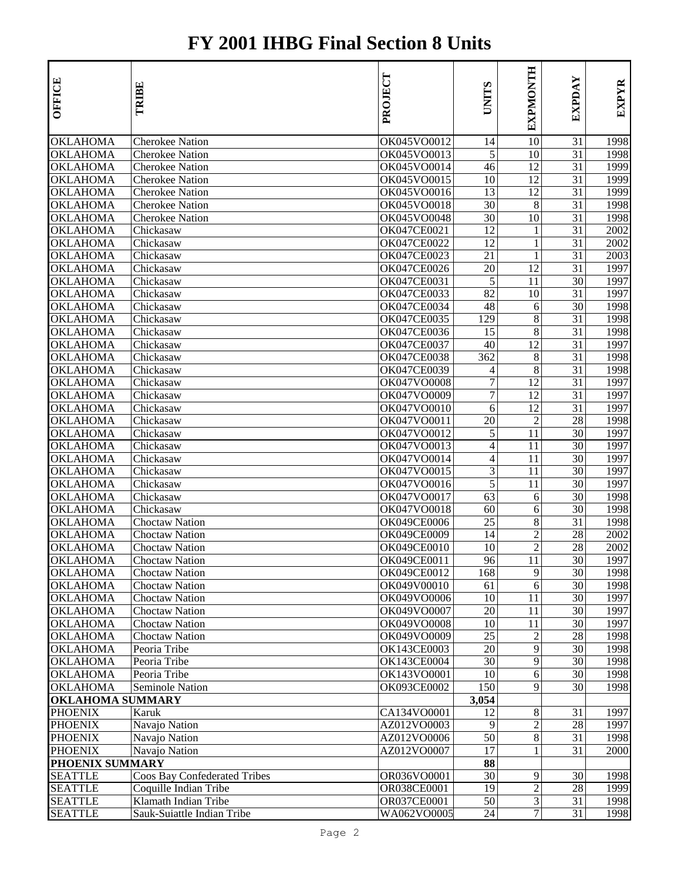# FY 2001 IHBG Final Section 8 Units

| OFFICE | TRIBE | PROJECT | UNITS | EXPMONTH | EXPDAY | EXPYR |
|---|---|---|---|---|---|---|
| OKLAHOMA | Cherokee Nation | OK045VO0012 | 14 | 10 | 31 | 1998 |
| OKLAHOMA | Cherokee Nation | OK045VO0013 | 5 | 10 | 31 | 1998 |
| OKLAHOMA | Cherokee Nation | OK045VO0014 | 46 | 12 | 31 | 1999 |
| OKLAHOMA | Cherokee Nation | OK045VO0015 | 10 | 12 | 31 | 1999 |
| OKLAHOMA | Cherokee Nation | OK045VO0016 | 13 | 12 | 31 | 1999 |
| OKLAHOMA | Cherokee Nation | OK045VO0018 | 30 | 8 | 31 | 1998 |
| OKLAHOMA | Cherokee Nation | OK045VO0048 | 30 | 10 | 31 | 1998 |
| OKLAHOMA | Chickasaw | OK047CE0021 | 12 | 1 | 31 | 2002 |
| OKLAHOMA | Chickasaw | OK047CE0022 | 12 | 1 | 31 | 2002 |
| OKLAHOMA | Chickasaw | OK047CE0023 | 21 | 1 | 31 | 2003 |
| OKLAHOMA | Chickasaw | OK047CE0026 | 20 | 12 | 31 | 1997 |
| OKLAHOMA | Chickasaw | OK047CE0031 | 5 | 11 | 30 | 1997 |
| OKLAHOMA | Chickasaw | OK047CE0033 | 82 | 10 | 31 | 1997 |
| OKLAHOMA | Chickasaw | OK047CE0034 | 48 | 6 | 30 | 1998 |
| OKLAHOMA | Chickasaw | OK047CE0035 | 129 | 8 | 31 | 1998 |
| OKLAHOMA | Chickasaw | OK047CE0036 | 15 | 8 | 31 | 1998 |
| OKLAHOMA | Chickasaw | OK047CE0037 | 40 | 12 | 31 | 1997 |
| OKLAHOMA | Chickasaw | OK047CE0038 | 362 | 8 | 31 | 1998 |
| OKLAHOMA | Chickasaw | OK047CE0039 | 4 | 8 | 31 | 1998 |
| OKLAHOMA | Chickasaw | OK047VO0008 | 7 | 12 | 31 | 1997 |
| OKLAHOMA | Chickasaw | OK047VO0009 | 7 | 12 | 31 | 1997 |
| OKLAHOMA | Chickasaw | OK047VO0010 | 6 | 12 | 31 | 1997 |
| OKLAHOMA | Chickasaw | OK047VO0011 | 20 | 2 | 28 | 1998 |
| OKLAHOMA | Chickasaw | OK047VO0012 | 5 | 11 | 30 | 1997 |
| OKLAHOMA | Chickasaw | OK047VO0013 | 4 | 11 | 30 | 1997 |
| OKLAHOMA | Chickasaw | OK047VO0014 | 4 | 11 | 30 | 1997 |
| OKLAHOMA | Chickasaw | OK047VO0015 | 3 | 11 | 30 | 1997 |
| OKLAHOMA | Chickasaw | OK047VO0016 | 5 | 11 | 30 | 1997 |
| OKLAHOMA | Chickasaw | OK047VO0017 | 63 | 6 | 30 | 1998 |
| OKLAHOMA | Chickasaw | OK047VO0018 | 60 | 6 | 30 | 1998 |
| OKLAHOMA | Choctaw Nation | OK049CE0006 | 25 | 8 | 31 | 1998 |
| OKLAHOMA | Choctaw Nation | OK049CE0009 | 14 | 2 | 28 | 2002 |
| OKLAHOMA | Choctaw Nation | OK049CE0010 | 10 | 2 | 28 | 2002 |
| OKLAHOMA | Choctaw Nation | OK049CE0011 | 96 | 11 | 30 | 1997 |
| OKLAHOMA | Choctaw Nation | OK049CE0012 | 168 | 9 | 30 | 1998 |
| OKLAHOMA | Choctaw Nation | OK049V00010 | 61 | 6 | 30 | 1998 |
| OKLAHOMA | Choctaw Nation | OK049VO0006 | 10 | 11 | 30 | 1997 |
| OKLAHOMA | Choctaw Nation | OK049VO0007 | 20 | 11 | 30 | 1997 |
| OKLAHOMA | Choctaw Nation | OK049VO0008 | 10 | 11 | 30 | 1997 |
| OKLAHOMA | Choctaw Nation | OK049VO0009 | 25 | 2 | 28 | 1998 |
| OKLAHOMA | Peoria Tribe | OK143CE0003 | 20 | 9 | 30 | 1998 |
| OKLAHOMA | Peoria Tribe | OK143CE0004 | 30 | 9 | 30 | 1998 |
| OKLAHOMA | Peoria Tribe | OK143VO0001 | 10 | 6 | 30 | 1998 |
| OKLAHOMA | Seminole Nation | OK093CE0002 | 150 | 9 | 30 | 1998 |
| **OKLAHOMA SUMMARY** | | | **3,054** | | | |
| PHOENIX | Karuk | CA134VO0001 | 12 | 8 | 31 | 1997 |
| PHOENIX | Navajo Nation | AZ012VO0003 | 9 | 2 | 28 | 1997 |
| PHOENIX | Navajo Nation | AZ012VO0006 | 50 | 8 | 31 | 1998 |
| PHOENIX | Navajo Nation | AZ012VO0007 | 17 | 1 | 31 | 2000 |
| **PHOENIX SUMMARY** | | | **88** | | | |
| SEATTLE | Coos Bay Confederated Tribes | OR036VO0001 | 30 | 9 | 30 | 1998 |
| SEATTLE | Coquille Indian Tribe | OR038CE0001 | 19 | 2 | 28 | 1999 |
| SEATTLE | Klamath Indian Tribe | OR037CE0001 | 50 | 3 | 31 | 1998 |
| SEATTLE | Sauk-Suiattle Indian Tribe | WA062VO0005 | 24 | 7 | 31 | 1998 |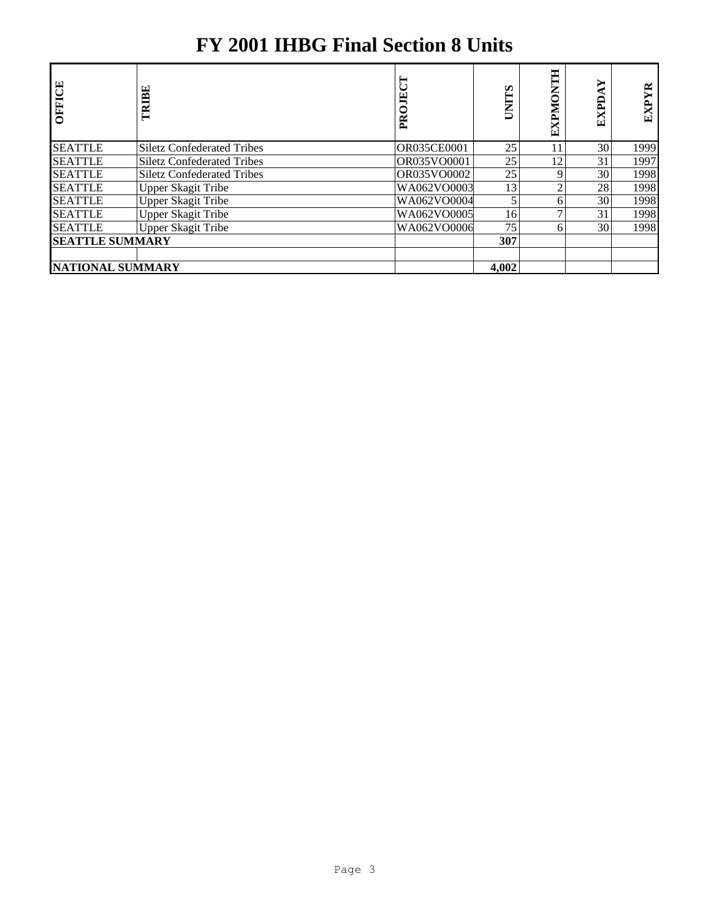# FY 2001 IHBG Final Section 8 Units

| OFFICE | TRIBE | PROJECT | UNITS | EXPMONTH | EXPDAY | EXPYR |
|---|---|---|---|---|---|---|
| SEATTLE | Siletz Confederated Tribes | OR035CE0001 | 25 | 11 | 30 | 1999 |
| SEATTLE | Siletz Confederated Tribes | OR035VO0001 | 25 | 12 | 31 | 1997 |
| SEATTLE | Siletz Confederated Tribes | OR035VO0002 | 25 | 9 | 30 | 1998 |
| SEATTLE | Upper Skagit Tribe | WA062VO0003 | 13 | 2 | 28 | 1998 |
| SEATTLE | Upper Skagit Tribe | WA062VO0004 | 5 | 6 | 30 | 1998 |
| SEATTLE | Upper Skagit Tribe | WA062VO0005 | 16 | 7 | 31 | 1998 |
| SEATTLE | Upper Skagit Tribe | WA062VO0006 | 75 | 6 | 30 | 1998 |
| **SEATTLE SUMMARY** | | | **307** | | | |
| | | | | | | |
| **NATIONAL SUMMARY** | | | **4,002** | | | |